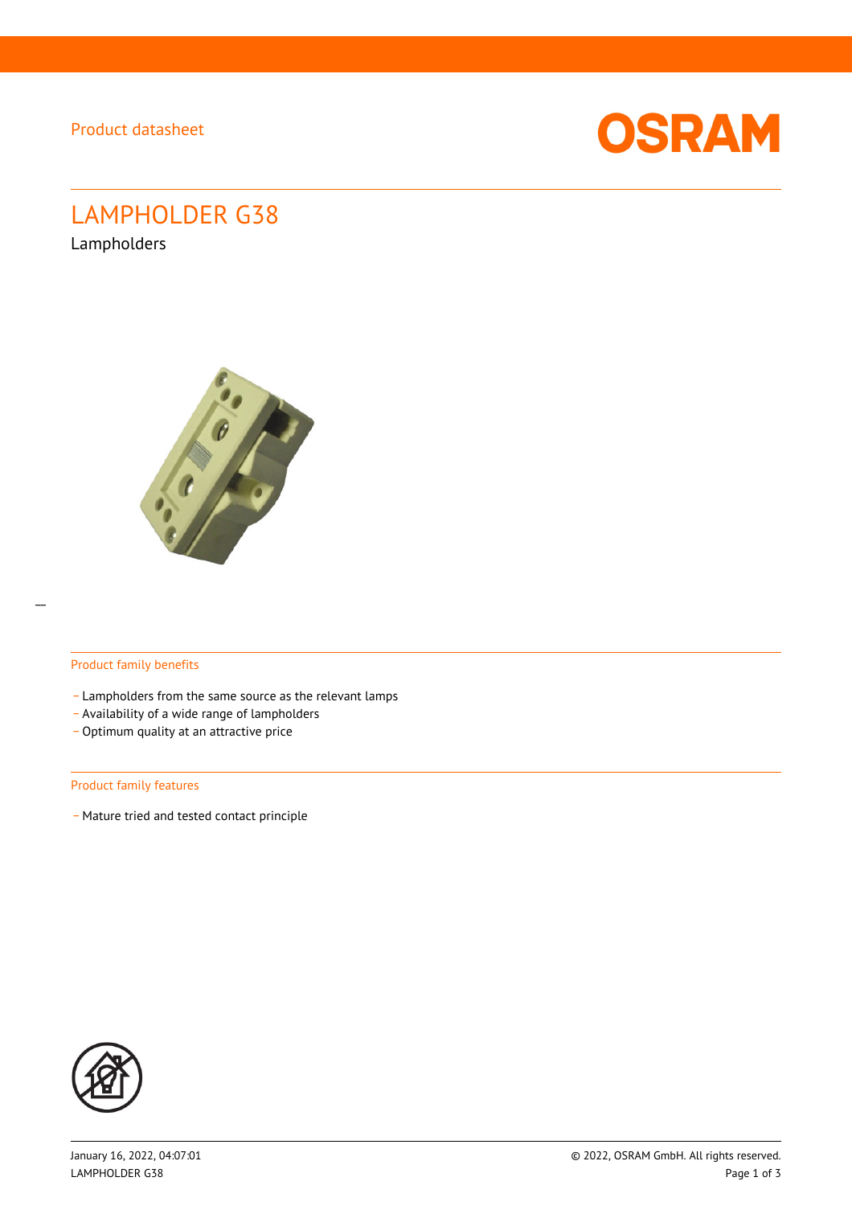Product datasheet

# LAMPHOLDER G38

Lampholders

## Product family benefits

- Lampholders from the same source as the relevant lamps
- Availability of a wide range of lampholders
- Optimum quality at an attractive price

## Product family features

- Mature tried and tested contact principle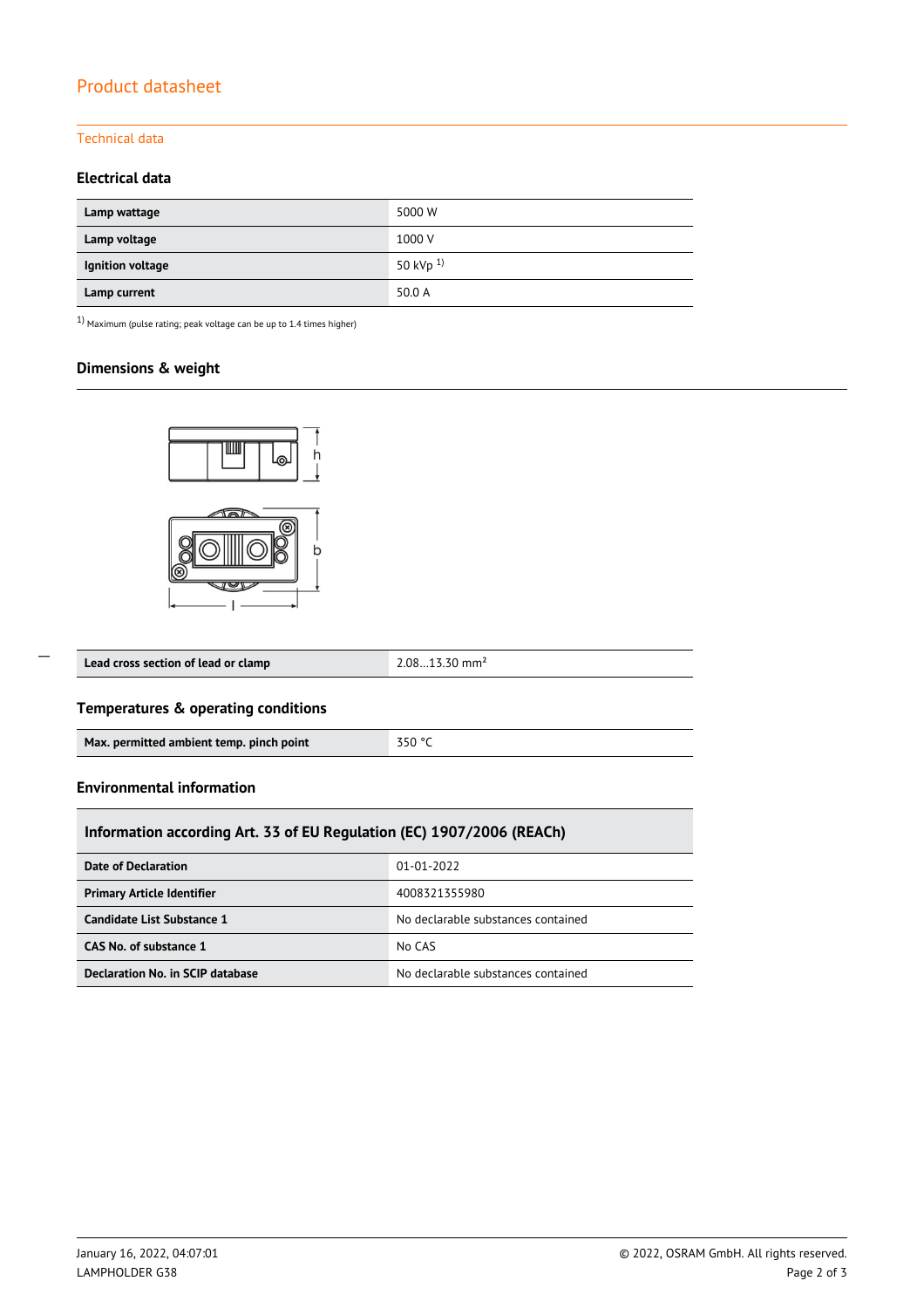# Product datasheet

## Technical data

### Electrical data

| | |
|---|---|
| **Lamp wattage** | 5000 W |
| **Lamp voltage** | 1000 V |
| **Ignition voltage** | 50 kVp [1] |
| **Lamp current** | 50.0 A |

[1] Maximum (pulse rating; peak voltage can be up to 1.4 times higher)

### Dimensions & weight

| | |
|---|---|
| **Lead cross section of lead or clamp** | 2.08…13.30 $mm^2$ |

### Temperatures & operating conditions

| | |
|---|---|
| **Max. permitted ambient temp. pinch point** | 350 °C |

### Environmental information

| Information according Art. 33 of EU Regulation (EC) 1907/2006 (REACh) | |
|---|---|
| **Date of Declaration** | 01-01-2022 |
| **Primary Article Identifier** | 4008321355980 |
| **Candidate List Substance 1** | No declarable substances contained |
| **CAS No. of substance 1** | No CAS |
| **Declaration No. in SCIP database** | No declarable substances contained |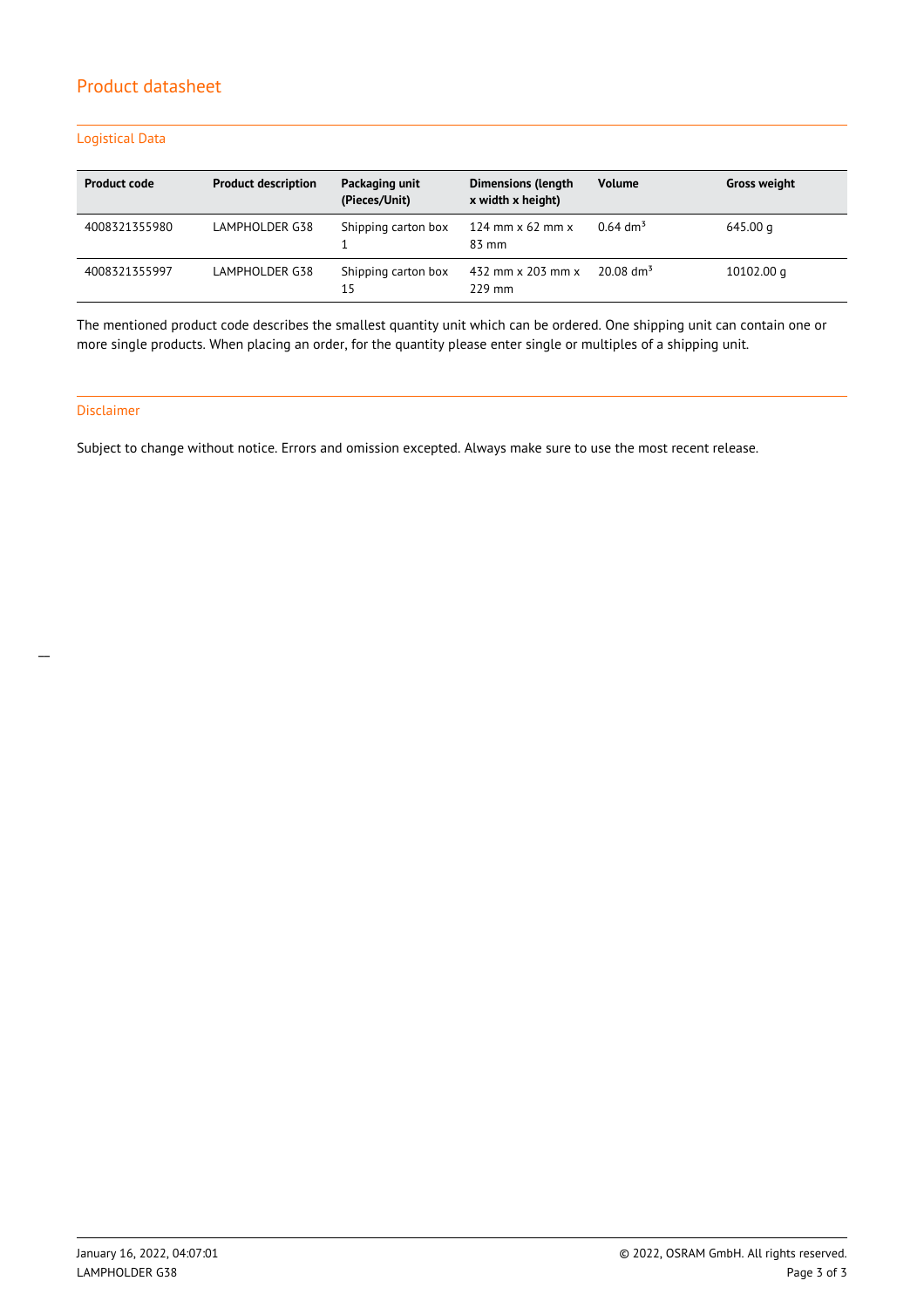## Logistical Data

| Product code | Product description | Packaging unit (Pieces/Unit) | Dimensions (length x width x height) | Volume | Gross weight |
|---|---|---|---|---|---|
| 4008321355980 | LAMPHOLDER G38 | Shipping carton box 1 | 124 mm x 62 mm x 83 mm | 0.64 $dm^3$ | 645.00 g |
| 4008321355997 | LAMPHOLDER G38 | Shipping carton box 15 | 432 mm x 203 mm x 229 mm | 20.08 $dm^3$ | 10102.00 g |

The mentioned product code describes the smallest quantity unit which can be ordered. One shipping unit can contain one or more single products. When placing an order, for the quantity please enter single or multiples of a shipping unit.

## Disclaimer

Subject to change without notice. Errors and omission excepted. Always make sure to use the most recent release.